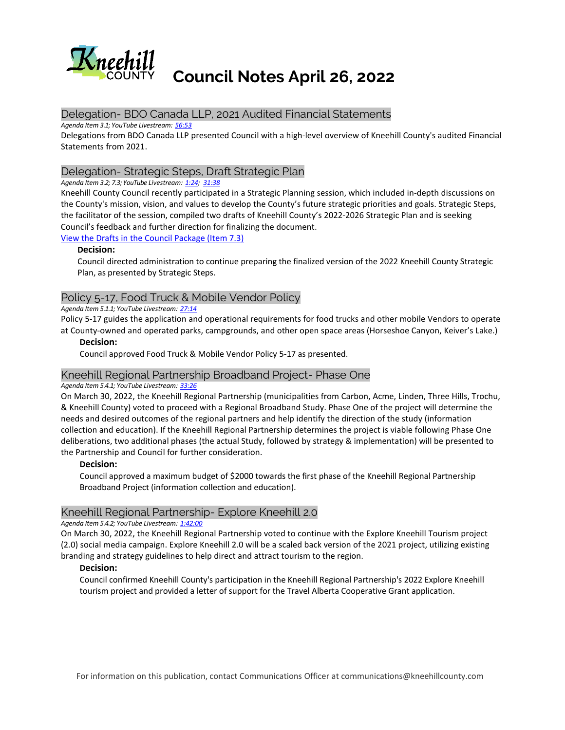# Council Notes April 26, 2022

## Delegation- BDO Canada LLP, 2021 Audited Financial Statements

*Agenda Item 3.1; YouTube Livestream: [56:53]()*

Delegations from BDO Canada LLP presented Council with a high-level overview of Kneehill County's audited Financial Statements from 2021.

## Delegation- Strategic Steps, Draft Strategic Plan

*Agenda Item 3.2; 7.3; YouTube Livestream: [1:24](); [31:38]()*

Kneehill County Council recently participated in a Strategic Planning session, which included in-depth discussions on the County's mission, vision, and values to develop the County's future strategic priorities and goals. Strategic Steps, the facilitator of the session, compiled two drafts of Kneehill County's 2022-2026 Strategic Plan and is seeking Council's feedback and further direction for finalizing the document.

[View the Drafts in the Council Package (Item 7.3)]()

**Decision:**

Council directed administration to continue preparing the finalized version of the 2022 Kneehill County Strategic Plan, as presented by Strategic Steps.

## Policy 5-17, Food Truck & Mobile Vendor Policy

*Agenda Item 5.1.1; YouTube Livestream: [27:14]()*

Policy 5-17 guides the application and operational requirements for food trucks and other mobile Vendors to operate at County-owned and operated parks, campgrounds, and other open space areas (Horseshoe Canyon, Keiver's Lake.)

**Decision:**

Council approved Food Truck & Mobile Vendor Policy 5-17 as presented.

## Kneehill Regional Partnership Broadband Project- Phase One

*Agenda Item 5.4.1; YouTube Livestream: [33:26]()*

On March 30, 2022, the Kneehill Regional Partnership (municipalities from Carbon, Acme, Linden, Three Hills, Trochu, & Kneehill County) voted to proceed with a Regional Broadband Study. Phase One of the project will determine the needs and desired outcomes of the regional partners and help identify the direction of the study (information collection and education). If the Kneehill Regional Partnership determines the project is viable following Phase One deliberations, two additional phases (the actual Study, followed by strategy & implementation) will be presented to the Partnership and Council for further consideration.

**Decision:**

Council approved a maximum budget of $2000 towards the first phase of the Kneehill Regional Partnership Broadband Project (information collection and education).

## Kneehill Regional Partnership- Explore Kneehill 2.0

*Agenda Item 5.4.2; YouTube Livestream: [1:42:00]()*

On March 30, 2022, the Kneehill Regional Partnership voted to continue with the Explore Kneehill Tourism project (2.0) social media campaign. Explore Kneehill 2.0 will be a scaled back version of the 2021 project, utilizing existing branding and strategy guidelines to help direct and attract tourism to the region.

**Decision:**

Council confirmed Kneehill County's participation in the Kneehill Regional Partnership's 2022 Explore Kneehill tourism project and provided a letter of support for the Travel Alberta Cooperative Grant application.

For information on this publication, contact Communications Officer at communications@kneehillcounty.com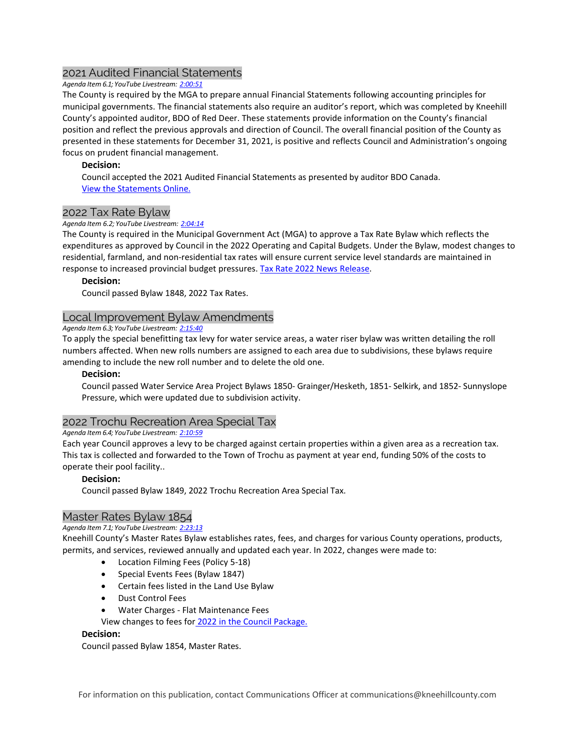## 2021 Audited Financial Statements

*Agenda Item 6.1; YouTube Livestream: 2:00:51*

The County is required by the MGA to prepare annual Financial Statements following accounting principles for municipal governments. The financial statements also require an auditor's report, which was completed by Kneehill County's appointed auditor, BDO of Red Deer. These statements provide information on the County's financial position and reflect the previous approvals and direction of Council. The overall financial position of the County as presented in these statements for December 31, 2021, is positive and reflects Council and Administration's ongoing focus on prudent financial management.

**Decision:**

Council accepted the 2021 Audited Financial Statements as presented by auditor BDO Canada. View the Statements Online.

## 2022 Tax Rate Bylaw

*Agenda Item 6.2; YouTube Livestream: 2:04:14*

The County is required in the Municipal Government Act (MGA) to approve a Tax Rate Bylaw which reflects the expenditures as approved by Council in the 2022 Operating and Capital Budgets. Under the Bylaw, modest changes to residential, farmland, and non-residential tax rates will ensure current service level standards are maintained in response to increased provincial budget pressures. Tax Rate 2022 News Release.

**Decision:**

Council passed Bylaw 1848, 2022 Tax Rates.

## Local Improvement Bylaw Amendments

*Agenda Item 6.3; YouTube Livestream: 2:15:40*

To apply the special benefitting tax levy for water service areas, a water riser bylaw was written detailing the roll numbers affected. When new rolls numbers are assigned to each area due to subdivisions, these bylaws require amending to include the new roll number and to delete the old one.

**Decision:**

Council passed Water Service Area Project Bylaws 1850- Grainger/Hesketh, 1851- Selkirk, and 1852- Sunnyslope Pressure, which were updated due to subdivision activity.

## 2022 Trochu Recreation Area Special Tax

*Agenda Item 6.4; YouTube Livestream: 2:10:59*

Each year Council approves a levy to be charged against certain properties within a given area as a recreation tax. This tax is collected and forwarded to the Town of Trochu as payment at year end, funding 50% of the costs to operate their pool facility..

**Decision:**

Council passed Bylaw 1849, 2022 Trochu Recreation Area Special Tax.

## Master Rates Bylaw 1854

*Agenda Item 7.1; YouTube Livestream: 2:23:13*

Kneehill County's Master Rates Bylaw establishes rates, fees, and charges for various County operations, products, permits, and services, reviewed annually and updated each year. In 2022, changes were made to:

- Location Filming Fees (Policy 5-18)
- Special Events Fees (Bylaw 1847)
- Certain fees listed in the Land Use Bylaw
- Dust Control Fees
- Water Charges - Flat Maintenance Fees

View changes to fees for 2022 in the Council Package.

**Decision:**

Council passed Bylaw 1854, Master Rates.

For information on this publication, contact Communications Officer at communications@kneehillcounty.com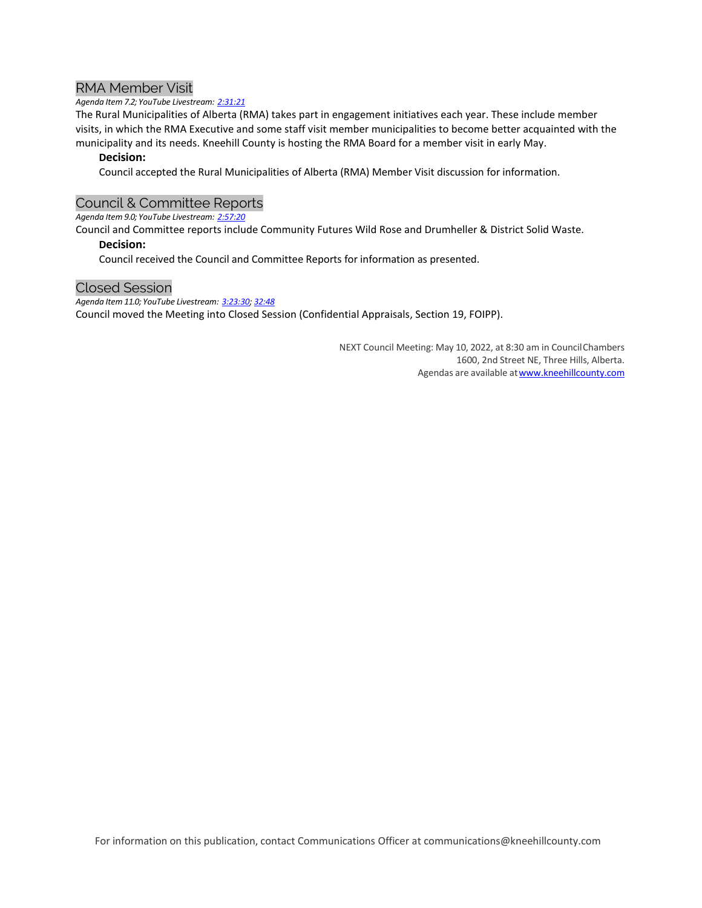## RMA Member Visit

*Agenda Item 7.2; YouTube Livestream: 2:31:21*

The Rural Municipalities of Alberta (RMA) takes part in engagement initiatives each year. These include member visits, in which the RMA Executive and some staff visit member municipalities to become better acquainted with the municipality and its needs. Kneehill County is hosting the RMA Board for a member visit in early May.

**Decision:**

Council accepted the Rural Municipalities of Alberta (RMA) Member Visit discussion for information.

## Council & Committee Reports

*Agenda Item 9.0; YouTube Livestream: 2:57:20*

Council and Committee reports include Community Futures Wild Rose and Drumheller & District Solid Waste.

**Decision:**

Council received the Council and Committee Reports for information as presented.

## Closed Session

*Agenda Item 11.0; YouTube Livestream: 3:23:30; 32:48*

Council moved the Meeting into Closed Session (Confidential Appraisals, Section 19, FOIPP).

NEXT Council Meeting: May 10, 2022, at 8:30 am in Council Chambers
1600, 2nd Street NE, Three Hills, Alberta.
Agendas are available at www.kneehillcounty.com

For information on this publication, contact Communications Officer at communications@kneehillcounty.com